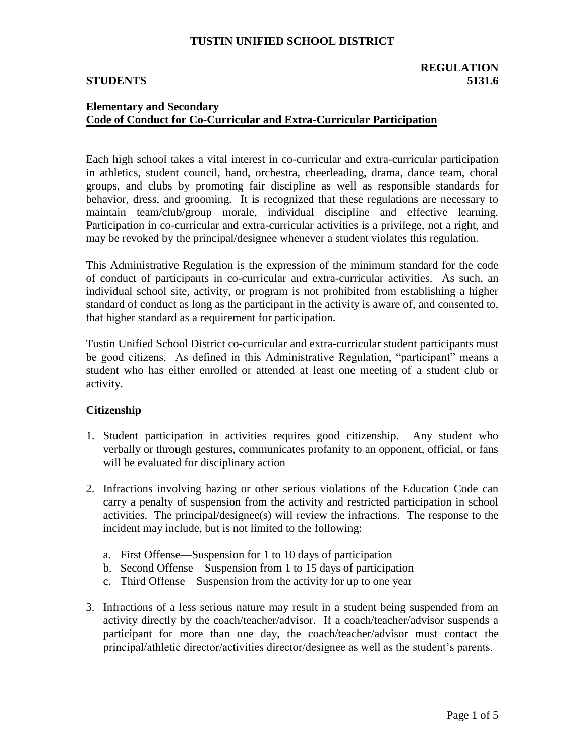# TUSTIN UNIFIED SCHOOL DISTRICT

**STUDENTS** **REGULATION 5131.6**

## Elementary and Secondary
## Code of Conduct for Co-Curricular and Extra-Curricular Participation

Each high school takes a vital interest in co-curricular and extra-curricular participation in athletics, student council, band, orchestra, cheerleading, drama, dance team, choral groups, and clubs by promoting fair discipline as well as responsible standards for behavior, dress, and grooming. It is recognized that these regulations are necessary to maintain team/club/group morale, individual discipline and effective learning. Participation in co-curricular and extra-curricular activities is a privilege, not a right, and may be revoked by the principal/designee whenever a student violates this regulation.

This Administrative Regulation is the expression of the minimum standard for the code of conduct of participants in co-curricular and extra-curricular activities. As such, an individual school site, activity, or program is not prohibited from establishing a higher standard of conduct as long as the participant in the activity is aware of, and consented to, that higher standard as a requirement for participation.

Tustin Unified School District co-curricular and extra-curricular student participants must be good citizens. As defined in this Administrative Regulation, "participant" means a student who has either enrolled or attended at least one meeting of a student club or activity.

### Citizenship

1. Student participation in activities requires good citizenship. Any student who verbally or through gestures, communicates profanity to an opponent, official, or fans will be evaluated for disciplinary action

2. Infractions involving hazing or other serious violations of the Education Code can carry a penalty of suspension from the activity and restricted participation in school activities. The principal/designee(s) will review the infractions. The response to the incident may include, but is not limited to the following:

   a. First Offense—Suspension for 1 to 10 days of participation
   b. Second Offense—Suspension from 1 to 15 days of participation
   c. Third Offense—Suspension from the activity for up to one year

3. Infractions of a less serious nature may result in a student being suspended from an activity directly by the coach/teacher/advisor. If a coach/teacher/advisor suspends a participant for more than one day, the coach/teacher/advisor must contact the principal/athletic director/activities director/designee as well as the student's parents.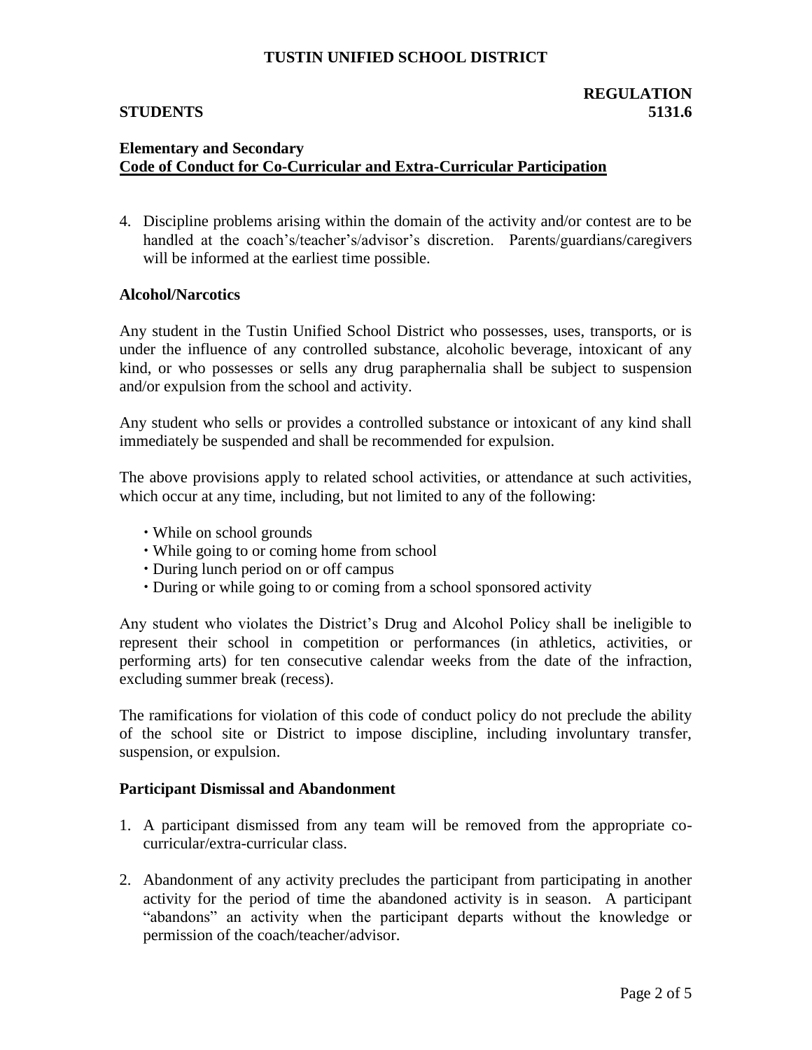4. Discipline problems arising within the domain of the activity and/or contest are to be handled at the coach's/teacher's/advisor's discretion. Parents/guardians/caregivers will be informed at the earliest time possible.

### Alcohol/Narcotics

Any student in the Tustin Unified School District who possesses, uses, transports, or is under the influence of any controlled substance, alcoholic beverage, intoxicant of any kind, or who possesses or sells any drug paraphernalia shall be subject to suspension and/or expulsion from the school and activity.

Any student who sells or provides a controlled substance or intoxicant of any kind shall immediately be suspended and shall be recommended for expulsion.

The above provisions apply to related school activities, or attendance at such activities, which occur at any time, including, but not limited to any of the following:

- While on school grounds
- While going to or coming home from school
- During lunch period on or off campus
- During or while going to or coming from a school sponsored activity

Any student who violates the District's Drug and Alcohol Policy shall be ineligible to represent their school in competition or performances (in athletics, activities, or performing arts) for ten consecutive calendar weeks from the date of the infraction, excluding summer break (recess).

The ramifications for violation of this code of conduct policy do not preclude the ability of the school site or District to impose discipline, including involuntary transfer, suspension, or expulsion.

### Participant Dismissal and Abandonment

1. A participant dismissed from any team will be removed from the appropriate co-curricular/extra-curricular class.

2. Abandonment of any activity precludes the participant from participating in another activity for the period of time the abandoned activity is in season. A participant "abandons" an activity when the participant departs without the knowledge or permission of the coach/teacher/advisor.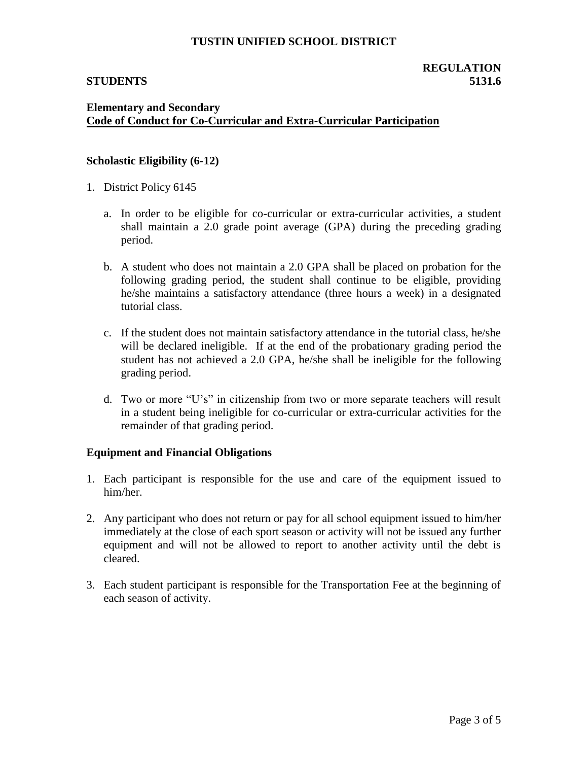**Elementary and Secondary**
**Code of Conduct for Co-Curricular and Extra-Curricular Participation**

### Scholastic Eligibility (6-12)

1. District Policy 6145

   a. In order to be eligible for co-curricular or extra-curricular activities, a student shall maintain a 2.0 grade point average (GPA) during the preceding grading period.

   b. A student who does not maintain a 2.0 GPA shall be placed on probation for the following grading period, the student shall continue to be eligible, providing he/she maintains a satisfactory attendance (three hours a week) in a designated tutorial class.

   c. If the student does not maintain satisfactory attendance in the tutorial class, he/she will be declared ineligible. If at the end of the probationary grading period the student has not achieved a 2.0 GPA, he/she shall be ineligible for the following grading period.

   d. Two or more "U's" in citizenship from two or more separate teachers will result in a student being ineligible for co-curricular or extra-curricular activities for the remainder of that grading period.

### Equipment and Financial Obligations

1. Each participant is responsible for the use and care of the equipment issued to him/her.

2. Any participant who does not return or pay for all school equipment issued to him/her immediately at the close of each sport season or activity will not be issued any further equipment and will not be allowed to report to another activity until the debt is cleared.

3. Each student participant is responsible for the Transportation Fee at the beginning of each season of activity.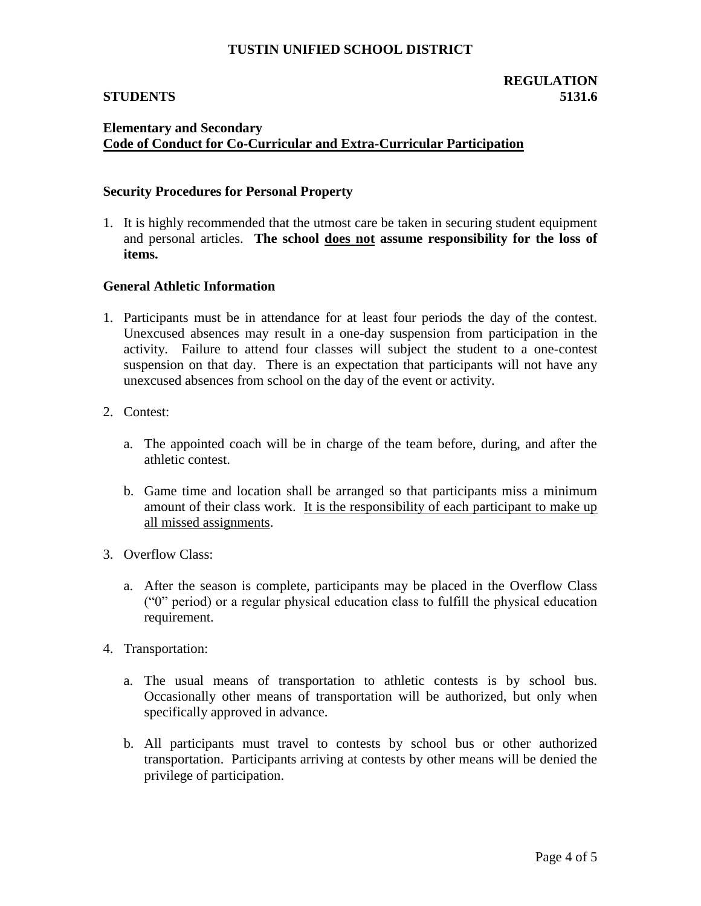**TUSTIN UNIFIED SCHOOL DISTRICT**

**STUDENTS** **REGULATION 5131.6**

**Elementary and Secondary**
**<u>Code of Conduct for Co-Curricular and Extra-Curricular Participation</u>**

### Security Procedures for Personal Property

1. It is highly recommended that the utmost care be taken in securing student equipment and personal articles. **The school <u>does not</u> assume responsibility for the loss of items.**

### General Athletic Information

1. Participants must be in attendance for at least four periods the day of the contest. Unexcused absences may result in a one-day suspension from participation in the activity. Failure to attend four classes will subject the student to a one-contest suspension on that day. There is an expectation that participants will not have any unexcused absences from school on the day of the event or activity.

2. Contest:

   a. The appointed coach will be in charge of the team before, during, and after the athletic contest.

   b. Game time and location shall be arranged so that participants miss a minimum amount of their class work. <u>It is the responsibility of each participant to make up all missed assignments</u>.

3. Overflow Class:

   a. After the season is complete, participants may be placed in the Overflow Class ("0" period) or a regular physical education class to fulfill the physical education requirement.

4. Transportation:

   a. The usual means of transportation to athletic contests is by school bus. Occasionally other means of transportation will be authorized, but only when specifically approved in advance.

   b. All participants must travel to contests by school bus or other authorized transportation. Participants arriving at contests by other means will be denied the privilege of participation.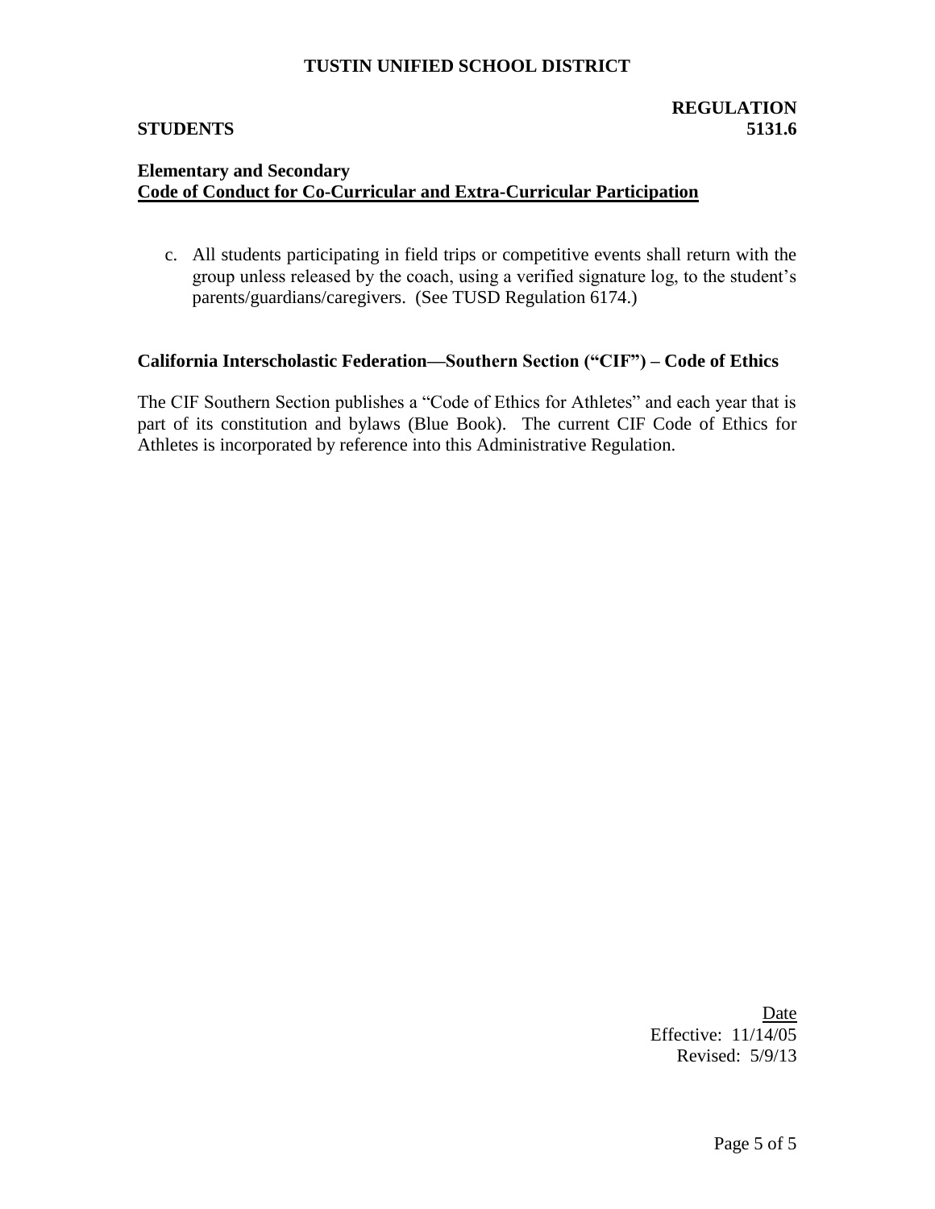c. All students participating in field trips or competitive events shall return with the group unless released by the coach, using a verified signature log, to the student's parents/guardians/caregivers. (See TUSD Regulation 6174.)

## California Interscholastic Federation—Southern Section ("CIF") – Code of Ethics

The CIF Southern Section publishes a "Code of Ethics for Athletes" and each year that is part of its constitution and bylaws (Blue Book). The current CIF Code of Ethics for Athletes is incorporated by reference into this Administrative Regulation.

Date
Effective: 11/14/05
Revised: 5/9/13